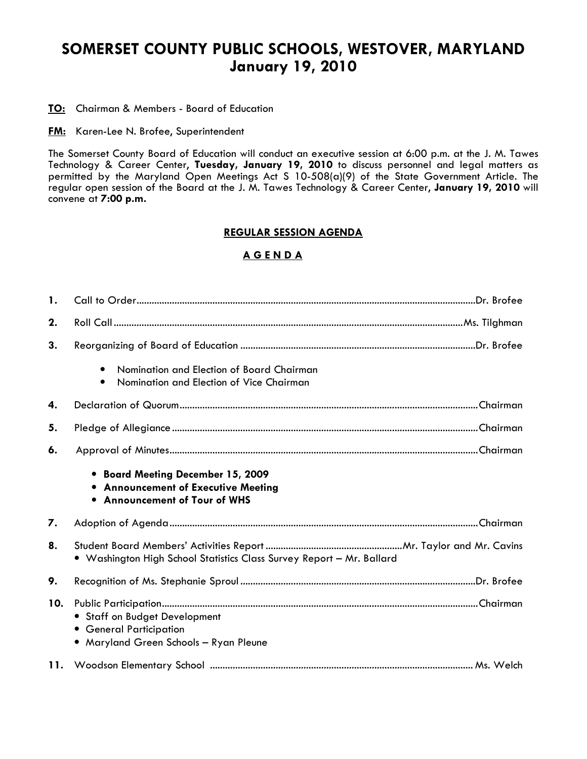# SOMERSET COUNTY PUBLIC SCHOOLS, WESTOVER, MARYLAND
## January 19, 2010

**TO:** Chairman & Members - Board of Education

**FM:** Karen-Lee N. Brofee, Superintendent

The Somerset County Board of Education will conduct an executive session at 6:00 p.m. at the J. M. Tawes Technology & Career Center, **Tuesday, January 19, 2010** to discuss personnel and legal matters as permitted by the Maryland Open Meetings Act S 10-508(a)(9) of the State Government Article. The regular open session of the Board at the J. M. Tawes Technology & Career Center, **January 19, 2010** will convene at **7:00 p.m.**

**REGULAR SESSION AGENDA**

**A G E N D A**

1. Call to Order....................Dr. Brofee
2. Roll Call....................Ms. Tilghman
3. Reorganizing of Board of Education....................Dr. Brofee
   - Nomination and Election of Board Chairman
   - Nomination and Election of Vice Chairman
4. Declaration of Quorum....................Chairman
5. Pledge of Allegiance....................Chairman
6. Approval of Minutes....................Chairman
   - **Board Meeting December 15, 2009**
   - **Announcement of Executive Meeting**
   - **Announcement of Tour of WHS**
7. Adoption of Agenda....................Chairman
8. Student Board Members' Activities Report....................Mr. Taylor and Mr. Cavins
   - Washington High School Statistics Class Survey Report – Mr. Ballard
9. Recognition of Ms. Stephanie Sproul....................Dr. Brofee
10. Public Participation....................Chairman
    - Staff on Budget Development
    - General Participation
    - Maryland Green Schools – Ryan Pleune
11. Woodson Elementary School....................Ms. Welch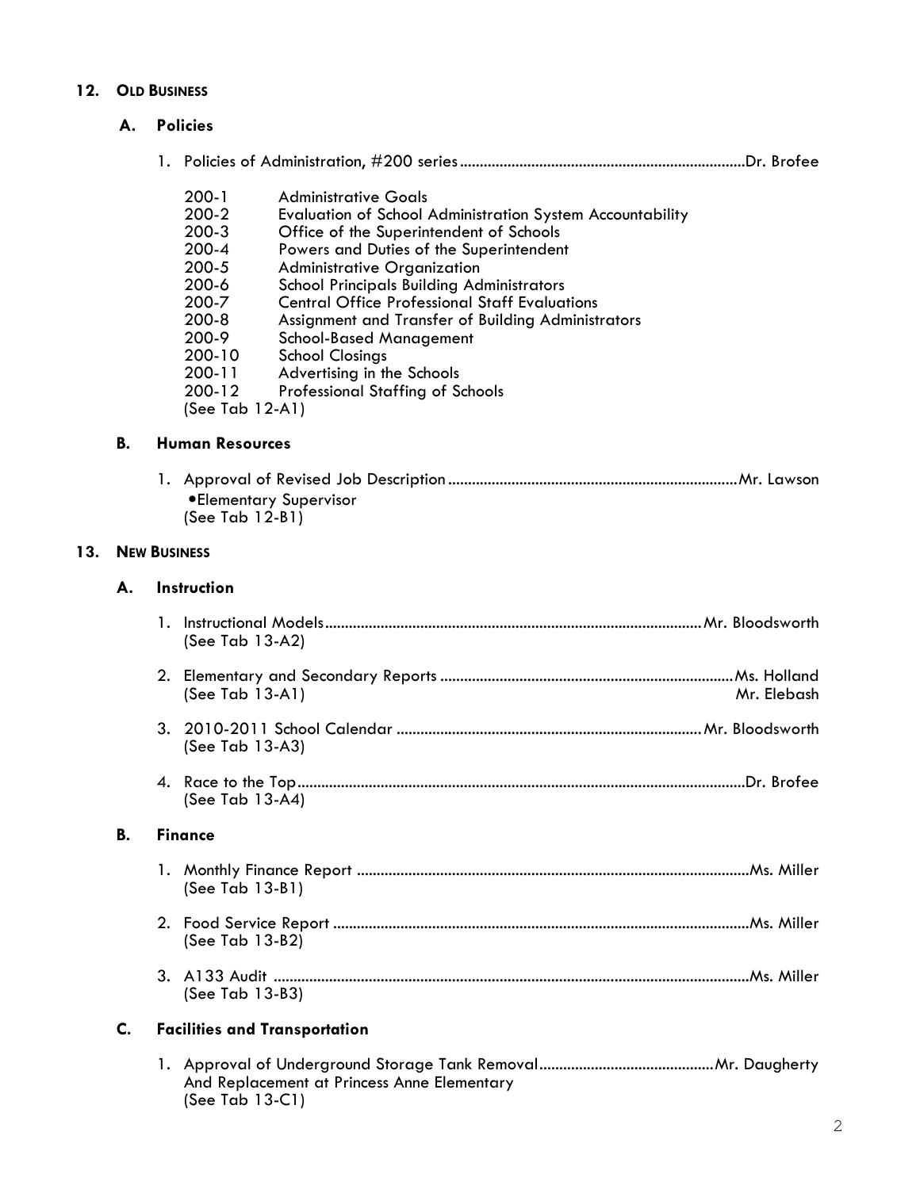## 12. OLD BUSINESS

### A. Policies

1. Policies of Administration, #200 series....................................................................Dr. Brofee

   200-1 Administrative Goals
   200-2 Evaluation of School Administration System Accountability
   200-3 Office of the Superintendent of Schools
   200-4 Powers and Duties of the Superintendent
   200-5 Administrative Organization
   200-6 School Principals Building Administrators
   200-7 Central Office Professional Staff Evaluations
   200-8 Assignment and Transfer of Building Administrators
   200-9 School-Based Management
   200-10 School Closings
   200-11 Advertising in the Schools
   200-12 Professional Staffing of Schools
   (See Tab 12-A1)

### B. Human Resources

1. Approval of Revised Job Description........................................................................Mr. Lawson
   - Elementary Supervisor

   (See Tab 12-B1)

## 13. NEW BUSINESS

### A. Instruction

1. Instructional Models............................................................................................Mr. Bloodsworth
   (See Tab 13-A2)

2. Elementary and Secondary Reports .........................................................................Ms. Holland
   (See Tab 13-A1) Mr. Elebash

3. 2010-2011 School Calendar ............................................................................Mr. Bloodsworth
   (See Tab 13-A3)

4. Race to the Top................................................................................................................Dr. Brofee
   (See Tab 13-A4)

### B. Finance

1. Monthly Finance Report ..................................................................................................Ms. Miller
   (See Tab 13-B1)

2. Food Service Report .......................................................................................................Ms. Miller
   (See Tab 13-B2)

3. A133 Audit .......................................................................................................................Ms. Miller
   (See Tab 13-B3)

### C. Facilities and Transportation

1. Approval of Underground Storage Tank Removal............................................Mr. Daugherty
   And Replacement at Princess Anne Elementary
   (See Tab 13-C1)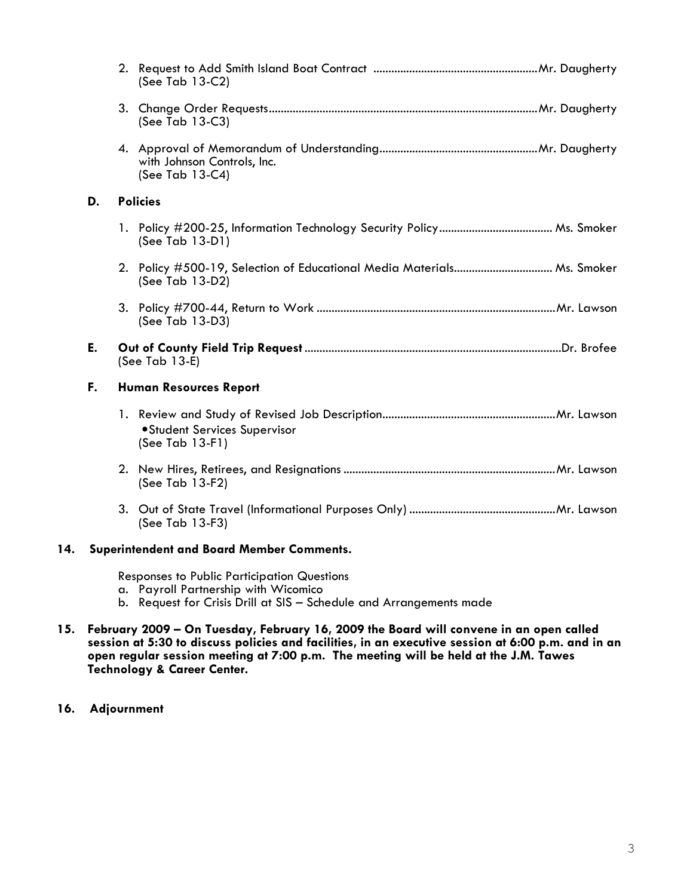2. Request to Add Smith Island Boat Contract ...................................................... Mr. Daugherty
   (See Tab 13-C2)

3. Change Order Requests ......................................................................................... Mr. Daugherty
   (See Tab 13-C3)

4. Approval of Memorandum of Understanding ..................................................... Mr. Daugherty
   with Johnson Controls, Inc.
   (See Tab 13-C4)

**D. Policies**

1. Policy #200-25, Information Technology Security Policy ...................................... Ms. Smoker
   (See Tab 13-D1)

2. Policy #500-19, Selection of Educational Media Materials ................................. Ms. Smoker
   (See Tab 13-D2)

3. Policy #700-44, Return to Work ............................................................................... Mr. Lawson
   (See Tab 13-D3)

**E. Out of County Field Trip Request** ..................................................................................... Dr. Brofee
   (See Tab 13-E)

**F. Human Resources Report**

1. Review and Study of Revised Job Description .......................................................... Mr. Lawson
   - Student Services Supervisor
   (See Tab 13-F1)

2. New Hires, Retirees, and Resignations ...................................................................... Mr. Lawson
   (See Tab 13-F2)

3. Out of State Travel (Informational Purposes Only) ................................................ Mr. Lawson
   (See Tab 13-F3)

**14. Superintendent and Board Member Comments.**

Responses to Public Participation Questions

a. Payroll Partnership with Wicomico
b. Request for Crisis Drill at SIS – Schedule and Arrangements made

**15. February 2009 – On Tuesday, February 16, 2009 the Board will convene in an open called session at 5:30 to discuss policies and facilities, in an executive session at 6:00 p.m. and in an open regular session meeting at 7:00 p.m. The meeting will be held at the J.M. Tawes Technology & Career Center.**

**16. Adjournment**